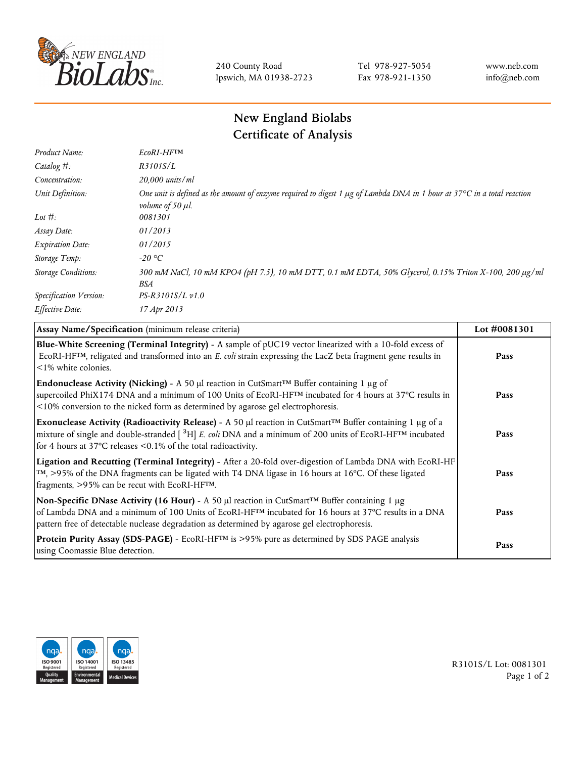240 County Road
Ipswich, MA 01938-2723

Tel 978-927-5054
Fax 978-921-1350

www.neb.com
info@neb.com

# New England Biolabs
# Certificate of Analysis

| | |
|---|---|
| *Product Name:* | *EcoRI-HF™* |
| *Catalog #:* | *R3101S/L* |
| *Concentration:* | *20,000 units/ml* |
| *Unit Definition:* | *One unit is defined as the amount of enzyme required to digest 1 µg of Lambda DNA in 1 hour at 37°C in a total reaction volume of 50 µl.* |
| *Lot #:* | *0081301* |
| *Assay Date:* | *01/2013* |
| *Expiration Date:* | *01/2015* |
| *Storage Temp:* | *-20 °C* |
| *Storage Conditions:* | *300 mM NaCl, 10 mM KPO4 (pH 7.5), 10 mM DTT, 0.1 mM EDTA, 50% Glycerol, 0.15% Triton X-100, 200 µg/ml BSA* |
| *Specification Version:* | *PS-R3101S/L v1.0* |
| *Effective Date:* | *17 Apr 2013* |

| **Assay Name/Specification** (minimum release criteria) | **Lot #0081301** |
|---|---|
| **Blue-White Screening (Terminal Integrity)** - A sample of pUC19 vector linearized with a 10-fold excess of EcoRI-HF™, religated and transformed into an *E. coli* strain expressing the LacZ beta fragment gene results in <1% white colonies. | **Pass** |
| **Endonuclease Activity (Nicking)** - A 50 µl reaction in CutSmart™ Buffer containing 1 µg of supercoiled PhiX174 DNA and a minimum of 100 Units of EcoRI-HF™ incubated for 4 hours at 37°C results in <10% conversion to the nicked form as determined by agarose gel electrophoresis. | **Pass** |
| **Exonuclease Activity (Radioactivity Release)** - A 50 µl reaction in CutSmart™ Buffer containing 1 µg of a mixture of single and double-stranded [ $^{3}$H] *E. coli* DNA and a minimum of 200 units of EcoRI-HF™ incubated for 4 hours at 37°C releases <0.1% of the total radioactivity. | **Pass** |
| **Ligation and Recutting (Terminal Integrity)** - After a 20-fold over-digestion of Lambda DNA with EcoRI-HF™, >95% of the DNA fragments can be ligated with T4 DNA ligase in 16 hours at 16°C. Of these ligated fragments, >95% can be recut with EcoRI-HF™. | **Pass** |
| **Non-Specific DNase Activity (16 Hour)** - A 50 µl reaction in CutSmart™ Buffer containing 1 µg of Lambda DNA and a minimum of 100 Units of EcoRI-HF™ incubated for 16 hours at 37°C results in a DNA pattern free of detectable nuclease degradation as determined by agarose gel electrophoresis. | **Pass** |
| **Protein Purity Assay (SDS-PAGE)** - EcoRI-HF™ is >95% pure as determined by SDS PAGE analysis using Coomassie Blue detection. | **Pass** |

R3101S/L Lot: 0081301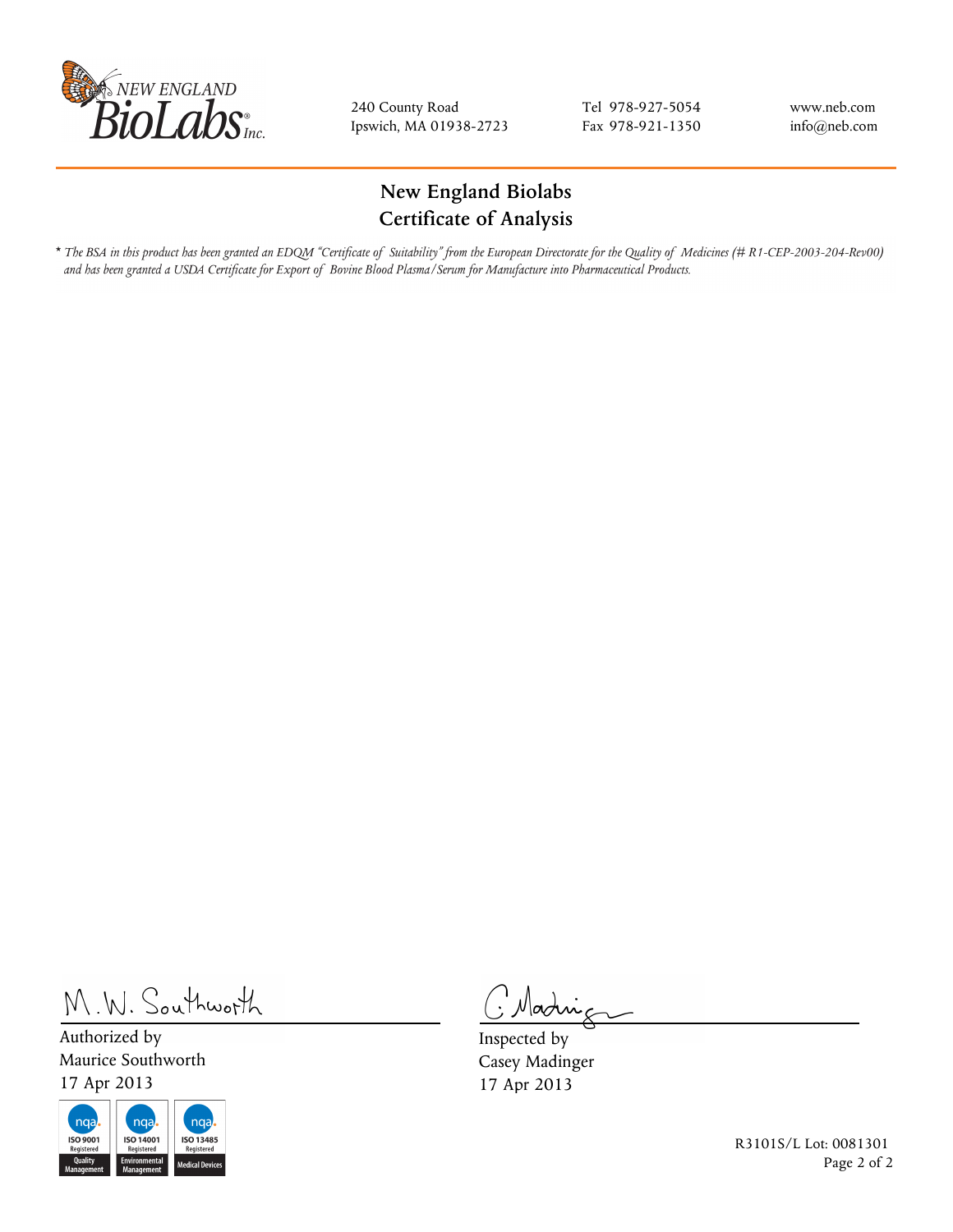240 County Road
Ipswich, MA 01938-2723

Tel 978-927-5054
Fax 978-921-1350

www.neb.com
info@neb.com

## New England Biolabs
## Certificate of Analysis

\* *The BSA in this product has been granted an EDQM "Certificate of Suitability" from the European Directorate for the Quality of Medicines (# R1-CEP-2003-204-Rev00) and has been granted a USDA Certificate for Export of Bovine Blood Plasma/Serum for Manufacture into Pharmaceutical Products.*

M.W. Southworth

Authorized by
Maurice Southworth
17 Apr 2013

C. Madinger

Inspected by
Casey Madinger
17 Apr 2013

ISO 9001 Registered Quality Management | ISO 14001 Registered Environmental Management | ISO 13485 Registered Medical Devices

R3101S/L Lot: 0081301